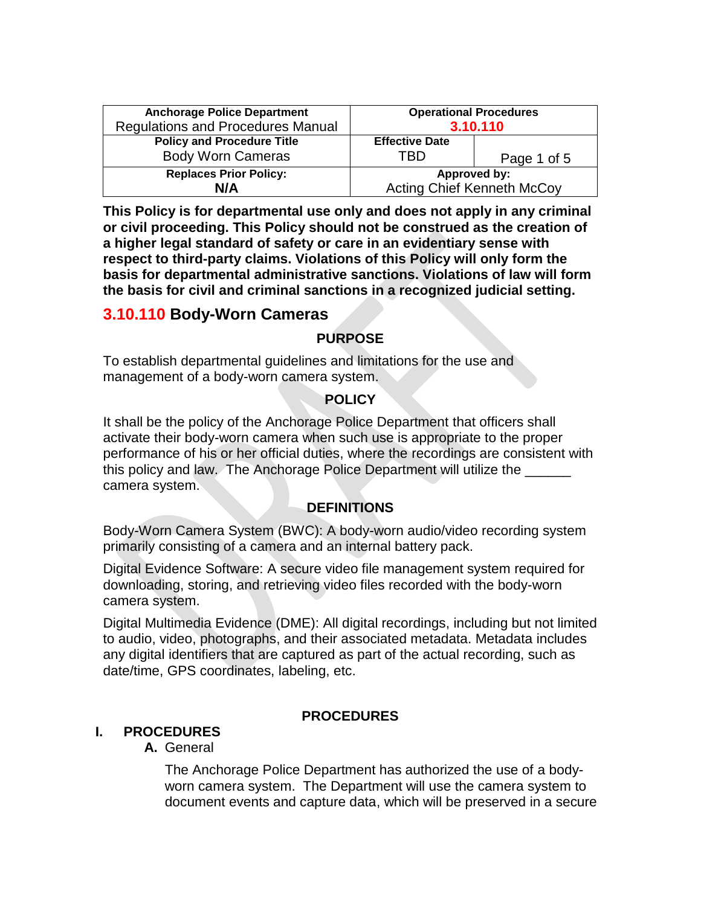| Anchorage Police Department Regulations and Procedures Manual | Operational Procedures 3.10.110 | |
|---|---|---|
| Policy and Procedure Title Body Worn Cameras | Effective Date TBD | Page 1 of 5 |
| Replaces Prior Policy: N/A | Approved by: Acting Chief Kenneth McCoy | |

**This Policy is for departmental use only and does not apply in any criminal or civil proceeding. This Policy should not be construed as the creation of a higher legal standard of safety or care in an evidentiary sense with respect to third-party claims. Violations of this Policy will only form the basis for departmental administrative sanctions. Violations of law will form the basis for civil and criminal sanctions in a recognized judicial setting.**

## 3.10.110 Body-Worn Cameras

### PURPOSE

To establish departmental guidelines and limitations for the use and management of a body-worn camera system.

### POLICY

It shall be the policy of the Anchorage Police Department that officers shall activate their body-worn camera when such use is appropriate to the proper performance of his or her official duties, where the recordings are consistent with this policy and law. The Anchorage Police Department will utilize the ______ camera system.

### DEFINITIONS

Body-Worn Camera System (BWC): A body-worn audio/video recording system primarily consisting of a camera and an internal battery pack.

Digital Evidence Software: A secure video file management system required for downloading, storing, and retrieving video files recorded with the body-worn camera system.

Digital Multimedia Evidence (DME): All digital recordings, including but not limited to audio, video, photographs, and their associated metadata. Metadata includes any digital identifiers that are captured as part of the actual recording, such as date/time, GPS coordinates, labeling, etc.

### PROCEDURES

**I. PROCEDURES**

**A.** General

The Anchorage Police Department has authorized the use of a body-worn camera system. The Department will use the camera system to document events and capture data, which will be preserved in a secure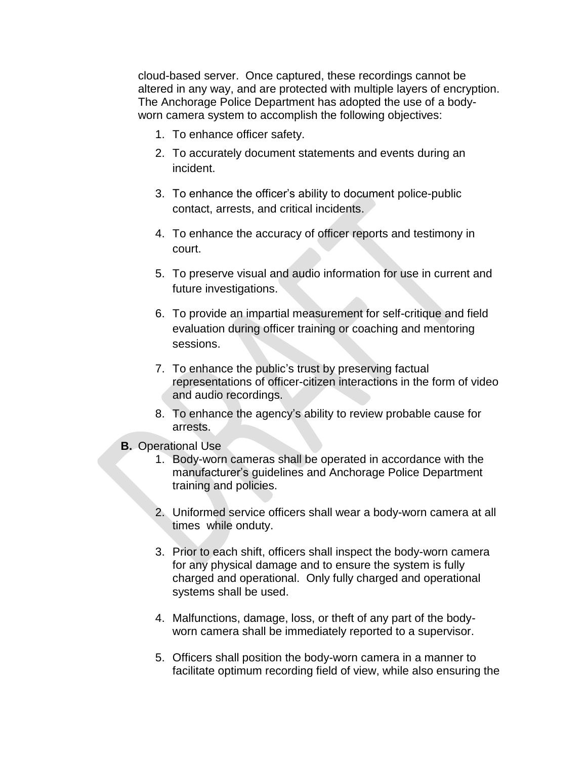cloud-based server. Once captured, these recordings cannot be altered in any way, and are protected with multiple layers of encryption. The Anchorage Police Department has adopted the use of a body-worn camera system to accomplish the following objectives:

1. To enhance officer safety.
2. To accurately document statements and events during an incident.
3. To enhance the officer's ability to document police-public contact, arrests, and critical incidents.
4. To enhance the accuracy of officer reports and testimony in court.
5. To preserve visual and audio information for use in current and future investigations.
6. To provide an impartial measurement for self-critique and field evaluation during officer training or coaching and mentoring sessions.
7. To enhance the public's trust by preserving factual representations of officer-citizen interactions in the form of video and audio recordings.
8. To enhance the agency's ability to review probable cause for arrests.

**B.** Operational Use

1. Body-worn cameras shall be operated in accordance with the manufacturer's guidelines and Anchorage Police Department training and policies.
2. Uniformed service officers shall wear a body-worn camera at all times while onduty.
3. Prior to each shift, officers shall inspect the body-worn camera for any physical damage and to ensure the system is fully charged and operational. Only fully charged and operational systems shall be used.
4. Malfunctions, damage, loss, or theft of any part of the body-worn camera shall be immediately reported to a supervisor.
5. Officers shall position the body-worn camera in a manner to facilitate optimum recording field of view, while also ensuring the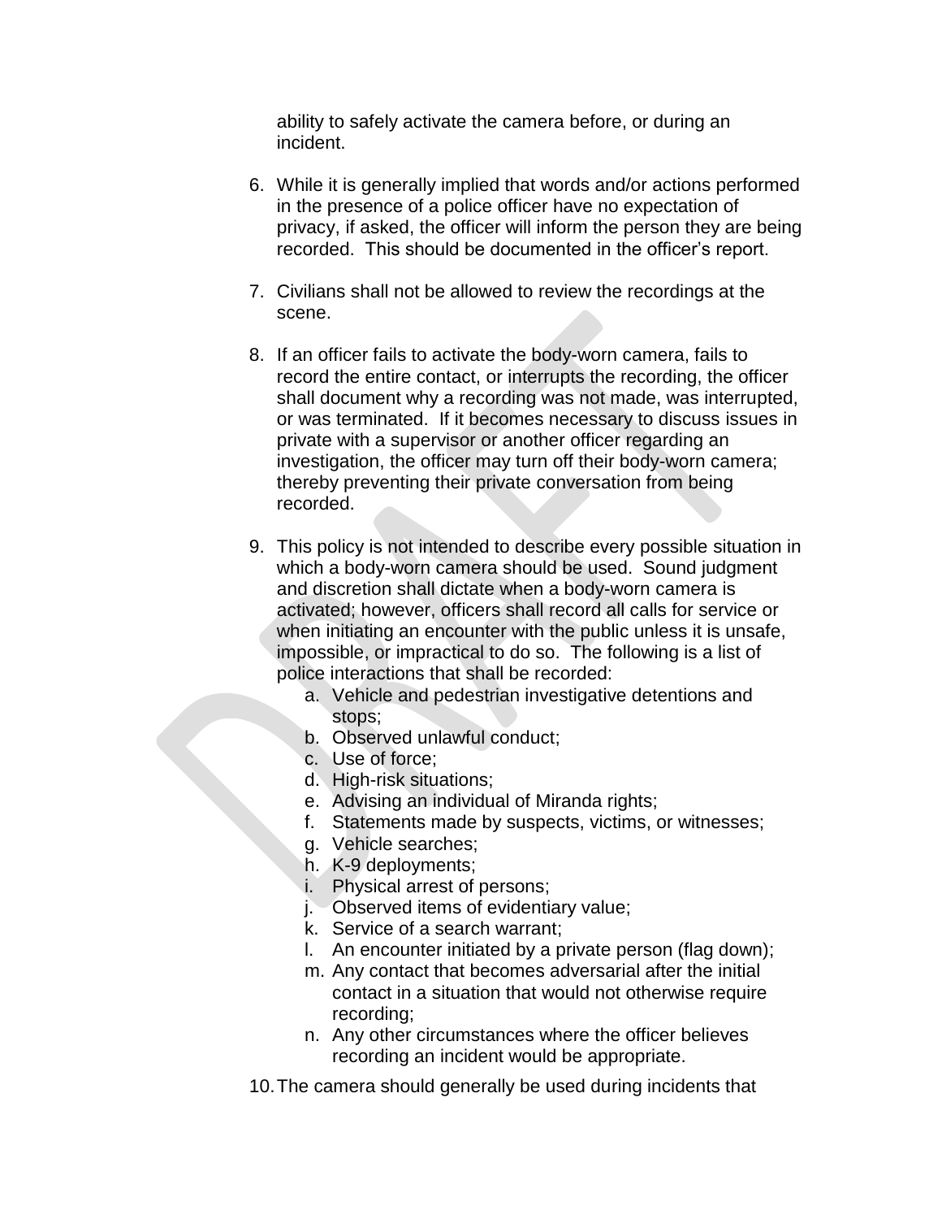ability to safely activate the camera before, or during an incident.

6. While it is generally implied that words and/or actions performed in the presence of a police officer have no expectation of privacy, if asked, the officer will inform the person they are being recorded. This should be documented in the officer's report.

7. Civilians shall not be allowed to review the recordings at the scene.

8. If an officer fails to activate the body-worn camera, fails to record the entire contact, or interrupts the recording, the officer shall document why a recording was not made, was interrupted, or was terminated. If it becomes necessary to discuss issues in private with a supervisor or another officer regarding an investigation, the officer may turn off their body-worn camera; thereby preventing their private conversation from being recorded.

9. This policy is not intended to describe every possible situation in which a body-worn camera should be used. Sound judgment and discretion shall dictate when a body-worn camera is activated; however, officers shall record all calls for service or when initiating an encounter with the public unless it is unsafe, impossible, or impractical to do so. The following is a list of police interactions that shall be recorded:
   a. Vehicle and pedestrian investigative detentions and stops;
   b. Observed unlawful conduct;
   c. Use of force;
   d. High-risk situations;
   e. Advising an individual of Miranda rights;
   f. Statements made by suspects, victims, or witnesses;
   g. Vehicle searches;
   h. K-9 deployments;
   i. Physical arrest of persons;
   j. Observed items of evidentiary value;
   k. Service of a search warrant;
   l. An encounter initiated by a private person (flag down);
   m. Any contact that becomes adversarial after the initial contact in a situation that would not otherwise require recording;
   n. Any other circumstances where the officer believes recording an incident would be appropriate.

10. The camera should generally be used during incidents that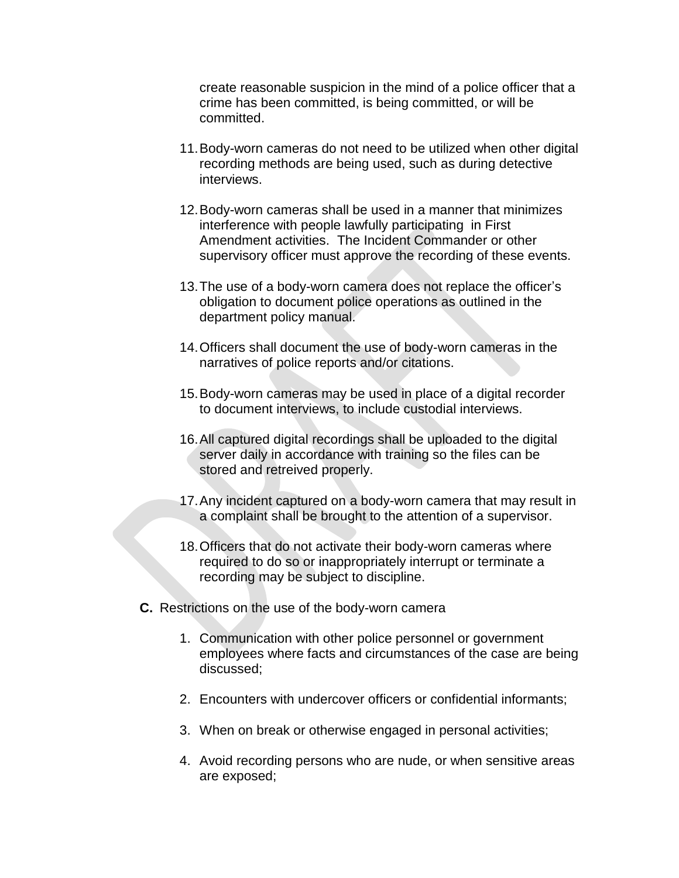create reasonable suspicion in the mind of a police officer that a crime has been committed, is being committed, or will be committed.

11. Body-worn cameras do not need to be utilized when other digital recording methods are being used, such as during detective interviews.

12. Body-worn cameras shall be used in a manner that minimizes interference with people lawfully participating in First Amendment activities. The Incident Commander or other supervisory officer must approve the recording of these events.

13. The use of a body-worn camera does not replace the officer's obligation to document police operations as outlined in the department policy manual.

14. Officers shall document the use of body-worn cameras in the narratives of police reports and/or citations.

15. Body-worn cameras may be used in place of a digital recorder to document interviews, to include custodial interviews.

16. All captured digital recordings shall be uploaded to the digital server daily in accordance with training so the files can be stored and retreived properly.

17. Any incident captured on a body-worn camera that may result in a complaint shall be brought to the attention of a supervisor.

18. Officers that do not activate their body-worn cameras where required to do so or inappropriately interrupt or terminate a recording may be subject to discipline.

**C.** Restrictions on the use of the body-worn camera

1. Communication with other police personnel or government employees where facts and circumstances of the case are being discussed;

2. Encounters with undercover officers or confidential informants;

3. When on break or otherwise engaged in personal activities;

4. Avoid recording persons who are nude, or when sensitive areas are exposed;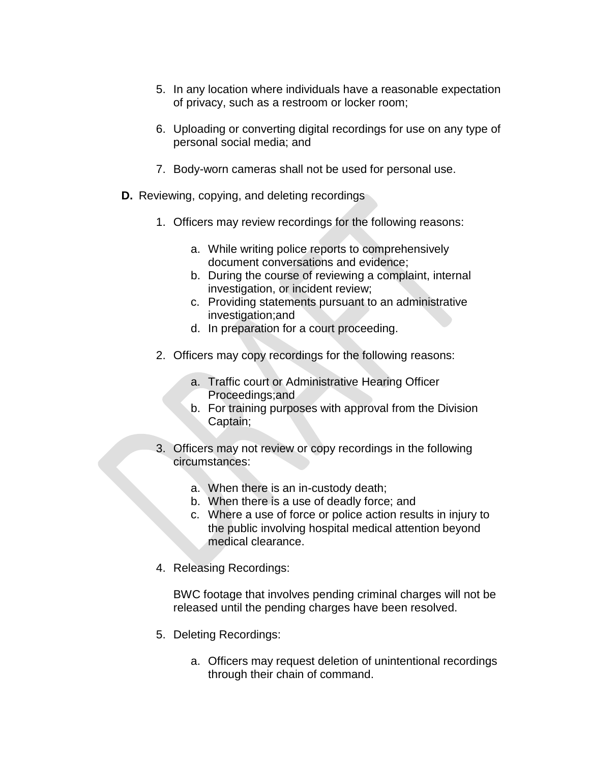5. In any location where individuals have a reasonable expectation of privacy, such as a restroom or locker room;

6. Uploading or converting digital recordings for use on any type of personal social media; and

7. Body-worn cameras shall not be used for personal use.

**D.** Reviewing, copying, and deleting recordings

1. Officers may review recordings for the following reasons:

    a. While writing police reports to comprehensively document conversations and evidence;
    b. During the course of reviewing a complaint, internal investigation, or incident review;
    c. Providing statements pursuant to an administrative investigation;and
    d. In preparation for a court proceeding.

2. Officers may copy recordings for the following reasons:

    a. Traffic court or Administrative Hearing Officer Proceedings;and
    b. For training purposes with approval from the Division Captain;

3. Officers may not review or copy recordings in the following circumstances:

    a. When there is an in-custody death;
    b. When there is a use of deadly force; and
    c. Where a use of force or police action results in injury to the public involving hospital medical attention beyond medical clearance.

4. Releasing Recordings:

    BWC footage that involves pending criminal charges will not be released until the pending charges have been resolved.

5. Deleting Recordings:

    a. Officers may request deletion of unintentional recordings through their chain of command.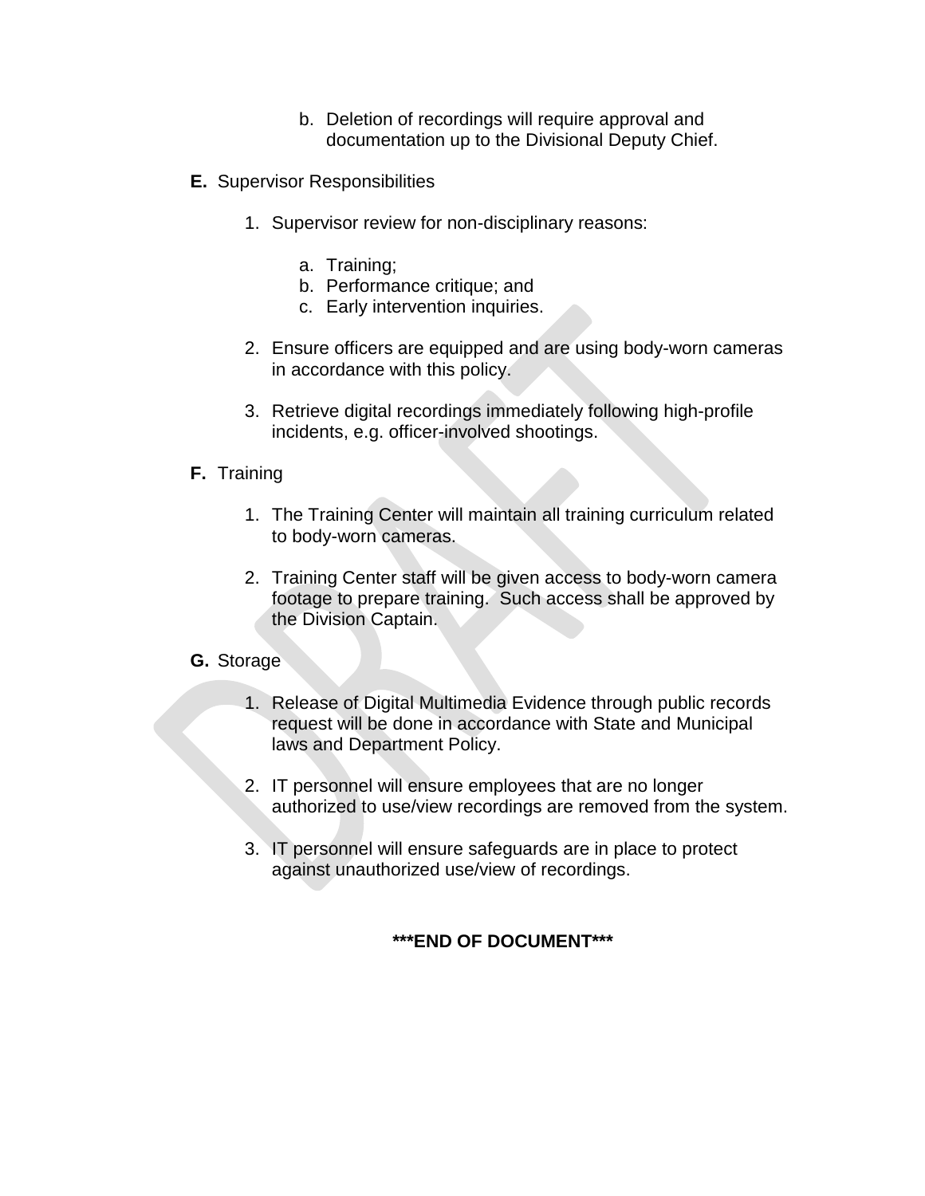b. Deletion of recordings will require approval and documentation up to the Divisional Deputy Chief.

**E.** Supervisor Responsibilities

1. Supervisor review for non-disciplinary reasons:

    a. Training;
    b. Performance critique; and
    c. Early intervention inquiries.

2. Ensure officers are equipped and are using body-worn cameras in accordance with this policy.

3. Retrieve digital recordings immediately following high-profile incidents, e.g. officer-involved shootings.

**F.** Training

1. The Training Center will maintain all training curriculum related to body-worn cameras.

2. Training Center staff will be given access to body-worn camera footage to prepare training. Such access shall be approved by the Division Captain.

**G.** Storage

1. Release of Digital Multimedia Evidence through public records request will be done in accordance with State and Municipal laws and Department Policy.

2. IT personnel will ensure employees that are no longer authorized to use/view recordings are removed from the system.

3. IT personnel will ensure safeguards are in place to protect against unauthorized use/view of recordings.

**\*\*\*END OF DOCUMENT\*\*\***